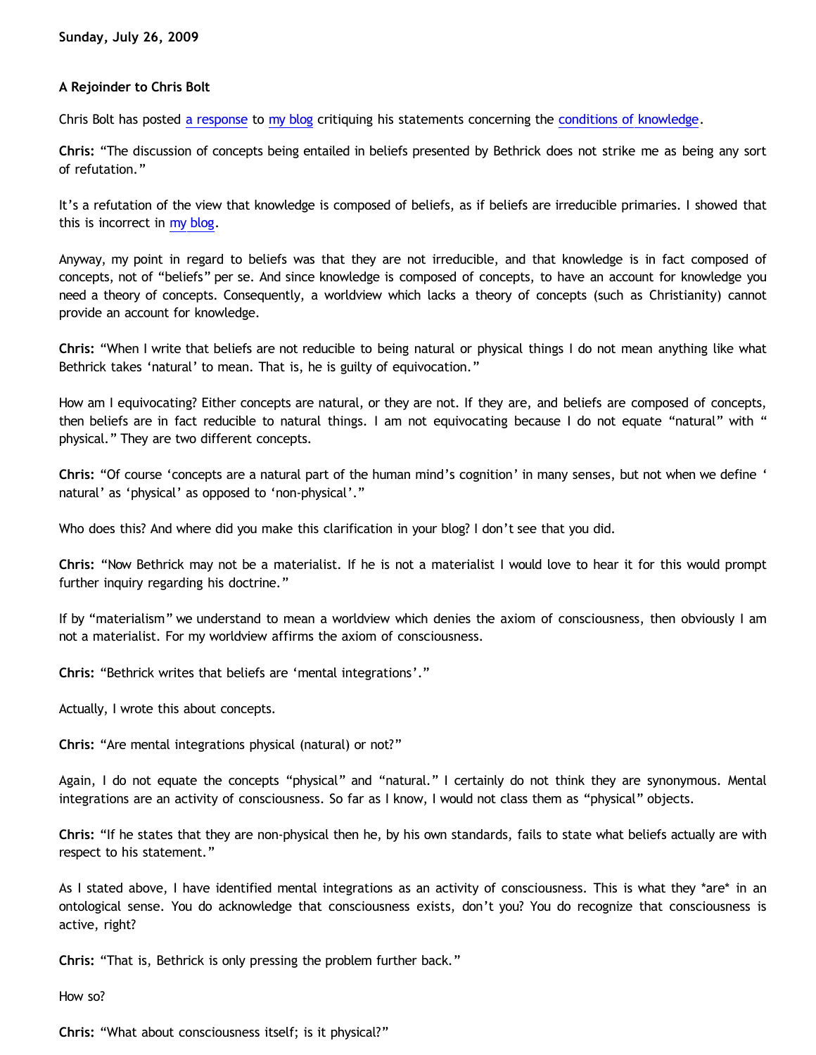**Sunday, July 26, 2009**

**A Rejoinder to Chris Bolt**

Chris Bolt has posted a response to my blog critiquing his statements concerning the conditions of knowledge.

**Chris:** "The discussion of concepts being entailed in beliefs presented by Bethrick does not strike me as being any sort of refutation."

It's a refutation of the view that knowledge is composed of beliefs, as if beliefs are irreducible primaries. I showed that this is incorrect in my blog.

Anyway, my point in regard to beliefs was that they are not irreducible, and that knowledge is in fact composed of concepts, not of "beliefs" per se. And since knowledge is composed of concepts, to have an account for knowledge you need a theory of concepts. Consequently, a worldview which lacks a theory of concepts (such as Christianity) cannot provide an account for knowledge.

**Chris:** "When I write that beliefs are not reducible to being natural or physical things I do not mean anything like what Bethrick takes 'natural' to mean. That is, he is guilty of equivocation."

How am I equivocating? Either concepts are natural, or they are not. If they are, and beliefs are composed of concepts, then beliefs are in fact reducible to natural things. I am not equivocating because I do not equate "natural" with "physical." They are two different concepts.

**Chris:** "Of course 'concepts are a natural part of the human mind's cognition' in many senses, but not when we define 'natural' as 'physical' as opposed to 'non-physical'."

Who does this? And where did you make this clarification in your blog? I don't see that you did.

**Chris:** "Now Bethrick may not be a materialist. If he is not a materialist I would love to hear it for this would prompt further inquiry regarding his doctrine."

If by "materialism" we understand to mean a worldview which denies the axiom of consciousness, then obviously I am not a materialist. For my worldview affirms the axiom of consciousness.

**Chris:** "Bethrick writes that beliefs are 'mental integrations'."

Actually, I wrote this about concepts.

**Chris:** "Are mental integrations physical (natural) or not?"

Again, I do not equate the concepts "physical" and "natural." I certainly do not think they are synonymous. Mental integrations are an activity of consciousness. So far as I know, I would not class them as "physical" objects.

**Chris:** "If he states that they are non-physical then he, by his own standards, fails to state what beliefs actually are with respect to his statement."

As I stated above, I have identified mental integrations as an activity of consciousness. This is what they *are* in an ontological sense. You do acknowledge that consciousness exists, don't you? You do recognize that consciousness is active, right?

**Chris:** "That is, Bethrick is only pressing the problem further back."

How so?

**Chris:** "What about consciousness itself; is it physical?"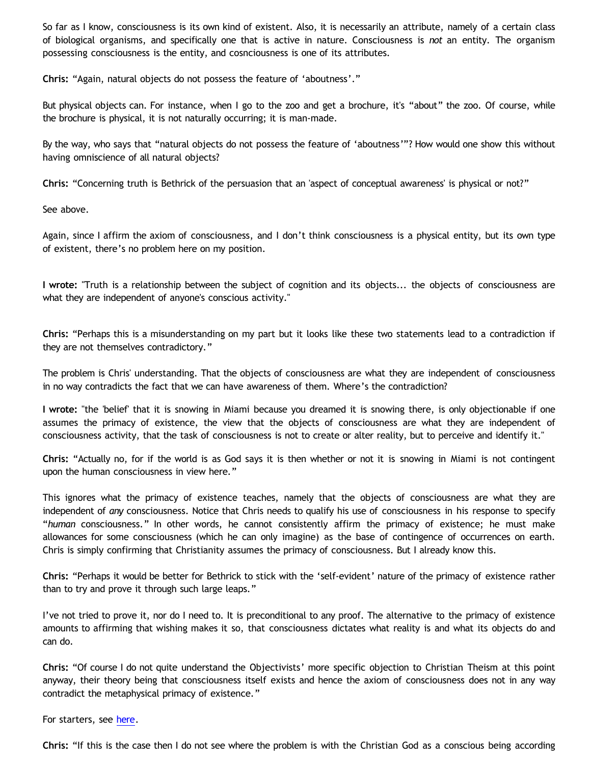So far as I know, consciousness is its own kind of existent. Also, it is necessarily an attribute, namely of a certain class of biological organisms, and specifically one that is active in nature. Consciousness is *not* an entity. The organism possessing consciousness is the entity, and cosnciousness is one of its attributes.

**Chris:** "Again, natural objects do not possess the feature of 'aboutness'."

But physical objects can. For instance, when I go to the zoo and get a brochure, it's "about" the zoo. Of course, while the brochure is physical, it is not naturally occurring; it is man-made.

By the way, who says that "natural objects do not possess the feature of 'aboutness'"? How would one show this without having omniscience of all natural objects?

**Chris:** "Concerning truth is Bethrick of the persuasion that an 'aspect of conceptual awareness' is physical or not?"

See above.

Again, since I affirm the axiom of consciousness, and I don't think consciousness is a physical entity, but its own type of existent, there's no problem here on my position.

**I wrote:** "Truth is a relationship between the subject of cognition and its objects... the objects of consciousness are what they are independent of anyone's conscious activity."

**Chris:** "Perhaps this is a misunderstanding on my part but it looks like these two statements lead to a contradiction if they are not themselves contradictory."

The problem is Chris' understanding. That the objects of consciousness are what they are independent of consciousness in no way contradicts the fact that we can have awareness of them. Where's the contradiction?

**I wrote:** "the 'belief' that it is snowing in Miami because you dreamed it is snowing there, is only objectionable if one assumes the primacy of existence, the view that the objects of consciousness are what they are independent of consciousness activity, that the task of consciousness is not to create or alter reality, but to perceive and identify it."

**Chris:** "Actually no, for if the world is as God says it is then whether or not it is snowing in Miami is not contingent upon the human consciousness in view here."

This ignores what the primacy of existence teaches, namely that the objects of consciousness are what they are independent of *any* consciousness. Notice that Chris needs to qualify his use of consciousness in his response to specify "*human* consciousness." In other words, he cannot consistently affirm the primacy of existence; he must make allowances for some consciousness (which he can only imagine) as the base of contingence of occurrences on earth. Chris is simply confirming that Christianity assumes the primacy of consciousness. But I already know this.

**Chris:** "Perhaps it would be better for Bethrick to stick with the 'self-evident' nature of the primacy of existence rather than to try and prove it through such large leaps."

I've not tried to prove it, nor do I need to. It is preconditional to any proof. The alternative to the primacy of existence amounts to affirming that wishing makes it so, that consciousness dictates what reality is and what its objects do and can do.

**Chris:** "Of course I do not quite understand the Objectivists' more specific objection to Christian Theism at this point anyway, their theory being that consciousness itself exists and hence the axiom of consciousness does not in any way contradict the metaphysical primacy of existence."

For starters, see [here](here).

**Chris:** "If this is the case then I do not see where the problem is with the Christian God as a conscious being according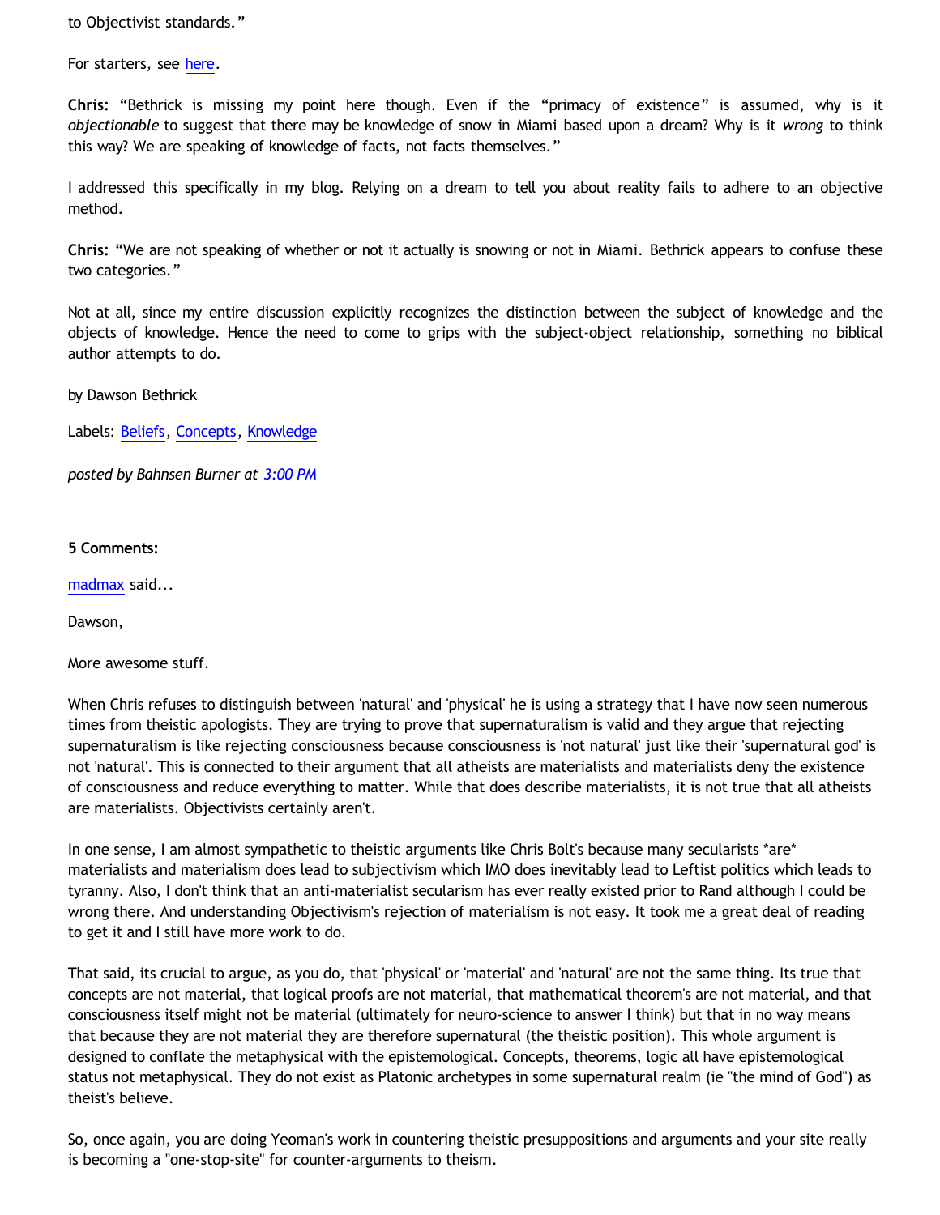to Objectivist standards."

For starters, see here.

**Chris:** "Bethrick is missing my point here though. Even if the "primacy of existence" is assumed, why is it *objectionable* to suggest that there may be knowledge of snow in Miami based upon a dream? Why is it *wrong* to think this way? We are speaking of knowledge of facts, not facts themselves."

I addressed this specifically in my blog. Relying on a dream to tell you about reality fails to adhere to an objective method.

**Chris:** "We are not speaking of whether or not it actually is snowing or not in Miami. Bethrick appears to confuse these two categories."

Not at all, since my entire discussion explicitly recognizes the distinction between the subject of knowledge and the objects of knowledge. Hence the need to come to grips with the subject-object relationship, something no biblical author attempts to do.

by Dawson Bethrick

Labels: Beliefs, Concepts, Knowledge

*posted by Bahnsen Burner at 3:00 PM*

**5 Comments:**

madmax said...

Dawson,

More awesome stuff.

When Chris refuses to distinguish between 'natural' and 'physical' he is using a strategy that I have now seen numerous times from theistic apologists. They are trying to prove that supernaturalism is valid and they argue that rejecting supernaturalism is like rejecting consciousness because consciousness is 'not natural' just like their 'supernatural god' is not 'natural'. This is connected to their argument that all atheists are materialists and materialists deny the existence of consciousness and reduce everything to matter. While that does describe materialists, it is not true that all atheists are materialists. Objectivists certainly aren't.

In one sense, I am almost sympathetic to theistic arguments like Chris Bolt's because many secularists *are* materialists and materialism does lead to subjectivism which IMO does inevitably lead to Leftist politics which leads to tyranny. Also, I don't think that an anti-materialist secularism has ever really existed prior to Rand although I could be wrong there. And understanding Objectivism's rejection of materialism is not easy. It took me a great deal of reading to get it and I still have more work to do.

That said, its crucial to argue, as you do, that 'physical' or 'material' and 'natural' are not the same thing. Its true that concepts are not material, that logical proofs are not material, that mathematical theorem's are not material, and that consciousness itself might not be material (ultimately for neuro-science to answer I think) but that in no way means that because they are not material they are therefore supernatural (the theistic position). This whole argument is designed to conflate the metaphysical with the epistemological. Concepts, theorems, logic all have epistemological status not metaphysical. They do not exist as Platonic archetypes in some supernatural realm (ie "the mind of God") as theist's believe.

So, once again, you are doing Yeoman's work in countering theistic presuppositions and arguments and your site really is becoming a "one-stop-site" for counter-arguments to theism.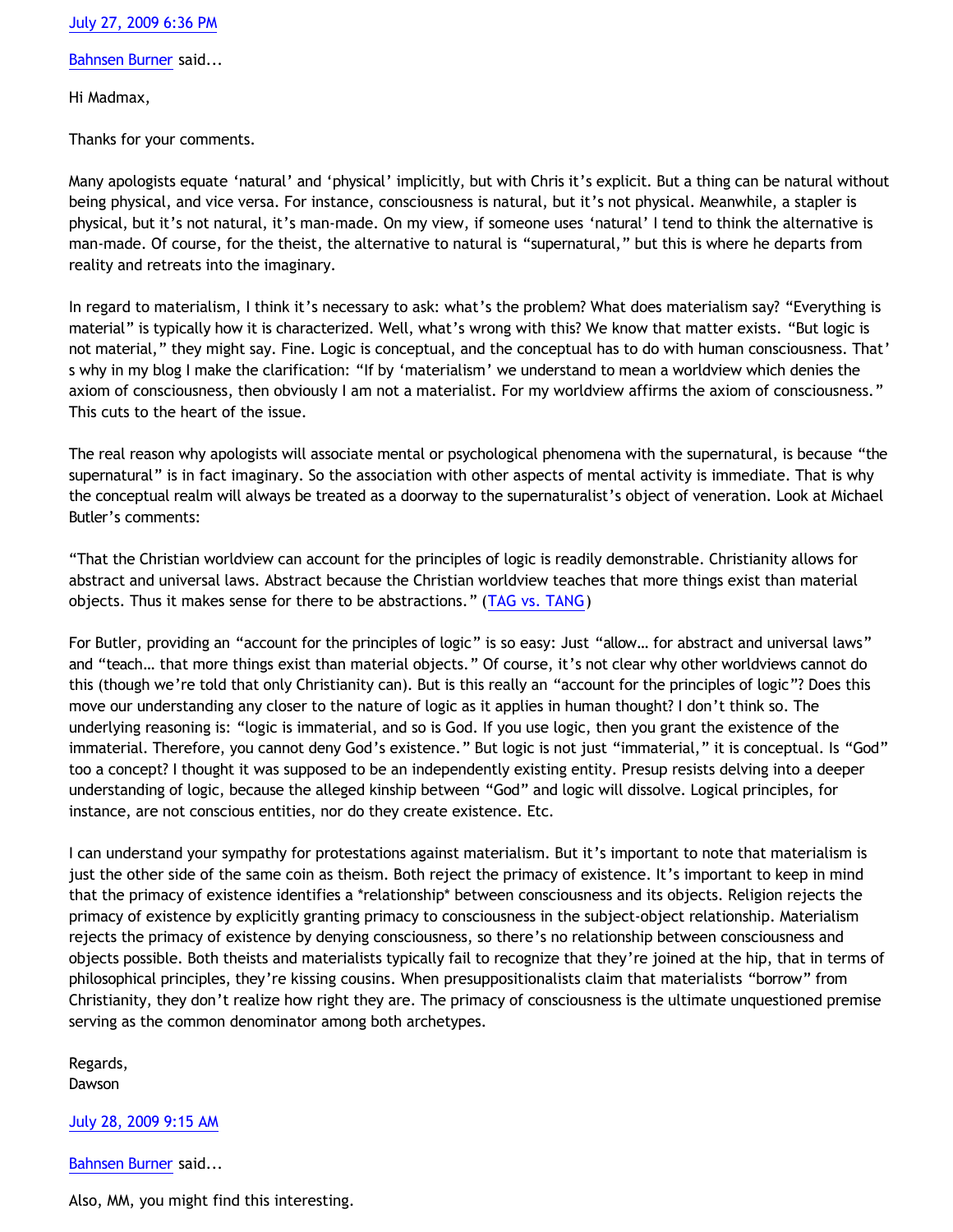[July 27, 2009 6:36 PM](#)

[Bahnsen Burner](#) said...

Hi Madmax,

Thanks for your comments.

Many apologists equate 'natural' and 'physical' implicitly, but with Chris it's explicit. But a thing can be natural without being physical, and vice versa. For instance, consciousness is natural, but it's not physical. Meanwhile, a stapler is physical, but it's not natural, it's man-made. On my view, if someone uses 'natural' I tend to think the alternative is man-made. Of course, for the theist, the alternative to natural is "supernatural," but this is where he departs from reality and retreats into the imaginary.

In regard to materialism, I think it's necessary to ask: what's the problem? What does materialism say? "Everything is material" is typically how it is characterized. Well, what's wrong with this? We know that matter exists. "But logic is not material," they might say. Fine. Logic is conceptual, and the conceptual has to do with human consciousness. That's why in my blog I make the clarification: "If by 'materialism' we understand to mean a worldview which denies the axiom of consciousness, then obviously I am not a materialist. For my worldview affirms the axiom of consciousness." This cuts to the heart of the issue.

The real reason why apologists will associate mental or psychological phenomena with the supernatural, is because "the supernatural" is in fact imaginary. So the association with other aspects of mental activity is immediate. That is why the conceptual realm will always be treated as a doorway to the supernaturalist's object of veneration. Look at Michael Butler's comments:

"That the Christian worldview can account for the principles of logic is readily demonstrable. Christianity allows for abstract and universal laws. Abstract because the Christian worldview teaches that more things exist than material objects. Thus it makes sense for there to be abstractions." ([TAG vs. TANG](#))

For Butler, providing an "account for the principles of logic" is so easy: Just "allow… for abstract and universal laws" and "teach… that more things exist than material objects." Of course, it's not clear why other worldviews cannot do this (though we're told that only Christianity can). But is this really an "account for the principles of logic"? Does this move our understanding any closer to the nature of logic as it applies in human thought? I don't think so. The underlying reasoning is: "logic is immaterial, and so is God. If you use logic, then you grant the existence of the immaterial. Therefore, you cannot deny God's existence." But logic is not just "immaterial," it is conceptual. Is "God" too a concept? I thought it was supposed to be an independently existing entity. Presup resists delving into a deeper understanding of logic, because the alleged kinship between "God" and logic will dissolve. Logical principles, for instance, are not conscious entities, nor do they create existence. Etc.

I can understand your sympathy for protestations against materialism. But it's important to note that materialism is just the other side of the same coin as theism. Both reject the primacy of existence. It's important to keep in mind that the primacy of existence identifies a *relationship* between consciousness and its objects. Religion rejects the primacy of existence by explicitly granting primacy to consciousness in the subject-object relationship. Materialism rejects the primacy of existence by denying consciousness, so there's no relationship between consciousness and objects possible. Both theists and materialists typically fail to recognize that they're joined at the hip, that in terms of philosophical principles, they're kissing cousins. When presuppositionalists claim that materialists "borrow" from Christianity, they don't realize how right they are. The primacy of consciousness is the ultimate unquestioned premise serving as the common denominator among both archetypes.

Regards,
Dawson

[July 28, 2009 9:15 AM](#)

[Bahnsen Burner](#) said...

Also, MM, you might find this interesting.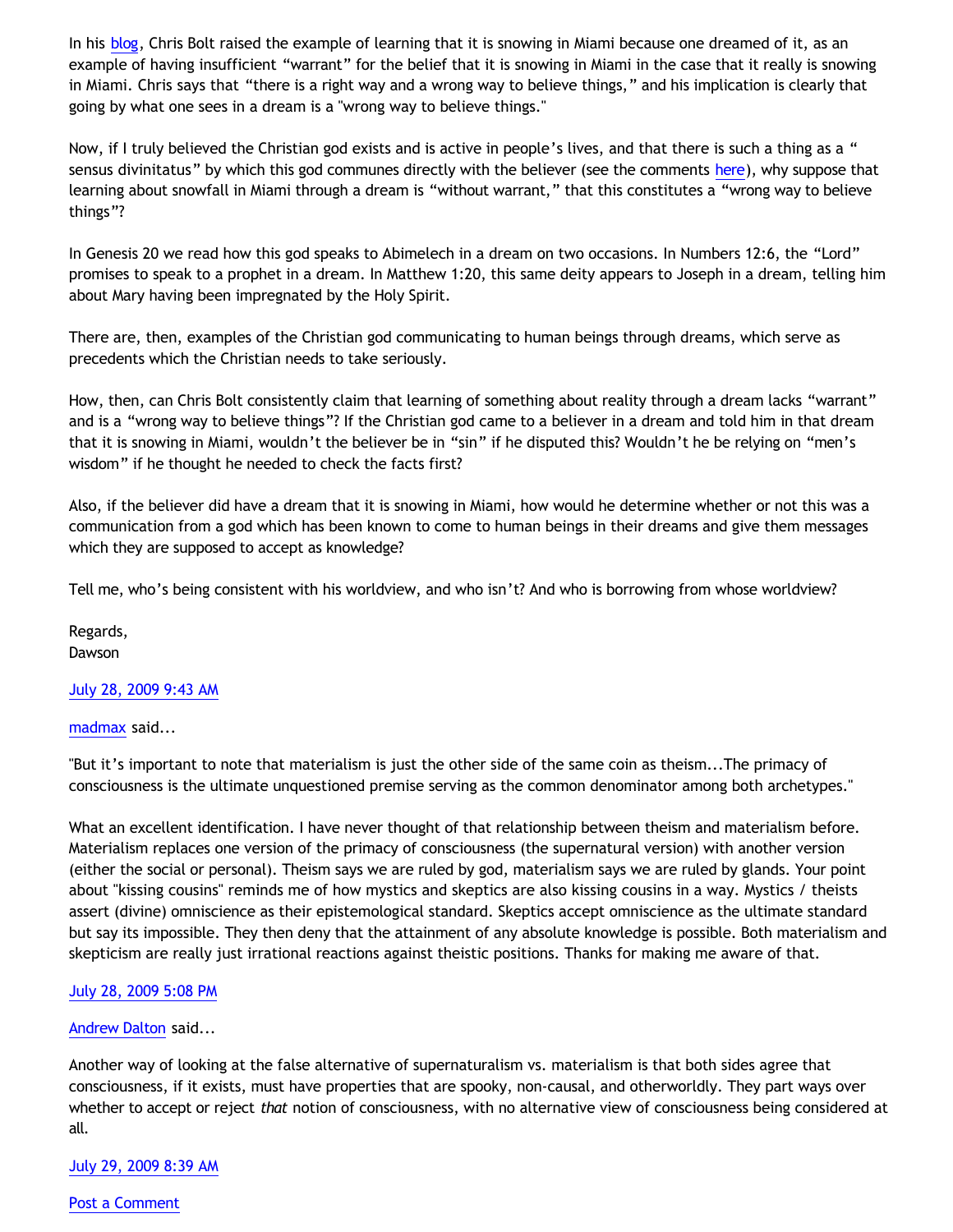In his [blog](), Chris Bolt raised the example of learning that it is snowing in Miami because one dreamed of it, as an example of having insufficient "warrant" for the belief that it is snowing in Miami in the case that it really is snowing in Miami. Chris says that "there is a right way and a wrong way to believe things," and his implication is clearly that going by what one sees in a dream is a "wrong way to believe things."

Now, if I truly believed the Christian god exists and is active in people's lives, and that there is such a thing as a " sensus divinitatus" by which this god communes directly with the believer (see the comments [here]()), why suppose that learning about snowfall in Miami through a dream is "without warrant," that this constitutes a "wrong way to believe things"?

In Genesis 20 we read how this god speaks to Abimelech in a dream on two occasions. In Numbers 12:6, the "Lord" promises to speak to a prophet in a dream. In Matthew 1:20, this same deity appears to Joseph in a dream, telling him about Mary having been impregnated by the Holy Spirit.

There are, then, examples of the Christian god communicating to human beings through dreams, which serve as precedents which the Christian needs to take seriously.

How, then, can Chris Bolt consistently claim that learning of something about reality through a dream lacks "warrant" and is a "wrong way to believe things"? If the Christian god came to a believer in a dream and told him in that dream that it is snowing in Miami, wouldn't the believer be in "sin" if he disputed this? Wouldn't he be relying on "men's wisdom" if he thought he needed to check the facts first?

Also, if the believer did have a dream that it is snowing in Miami, how would he determine whether or not this was a communication from a god which has been known to come to human beings in their dreams and give them messages which they are supposed to accept as knowledge?

Tell me, who's being consistent with his worldview, and who isn't? And who is borrowing from whose worldview?

Regards,
Dawson

[July 28, 2009 9:43 AM]()

[madmax]() said...

"But it's important to note that materialism is just the other side of the same coin as theism...The primacy of consciousness is the ultimate unquestioned premise serving as the common denominator among both archetypes."

What an excellent identification. I have never thought of that relationship between theism and materialism before. Materialism replaces one version of the primacy of consciousness (the supernatural version) with another version (either the social or personal). Theism says we are ruled by god, materialism says we are ruled by glands. Your point about "kissing cousins" reminds me of how mystics and skeptics are also kissing cousins in a way. Mystics / theists assert (divine) omniscience as their epistemological standard. Skeptics accept omniscience as the ultimate standard but say its impossible. They then deny that the attainment of any absolute knowledge is possible. Both materialism and skepticism are really just irrational reactions against theistic positions. Thanks for making me aware of that.

[July 28, 2009 5:08 PM]()

[Andrew Dalton]() said...

Another way of looking at the false alternative of supernaturalism vs. materialism is that both sides agree that consciousness, if it exists, must have properties that are spooky, non-causal, and otherworldly. They part ways over whether to accept or reject *that* notion of consciousness, with no alternative view of consciousness being considered at all.

[July 29, 2009 8:39 AM]()

[Post a Comment]()